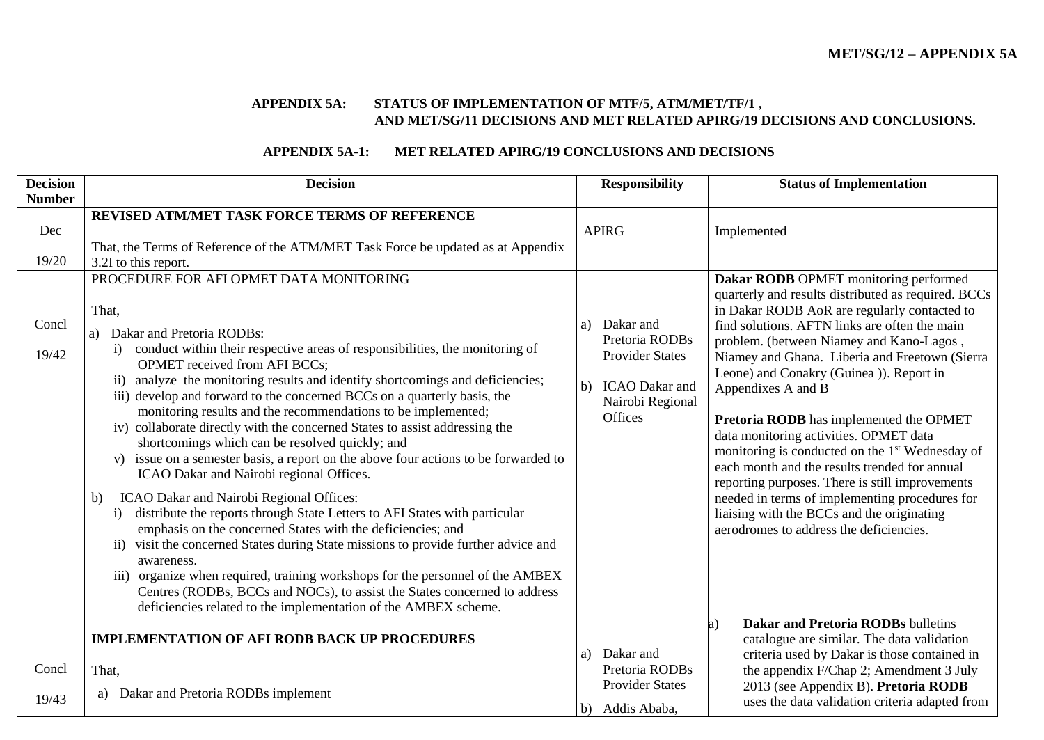MET/SG/12 – APPENDIX 5A

## APPENDIX 5A: STATUS OF IMPLEMENTATION OF MTF/5, ATM/MET/TF/1 , AND MET/SG/11 DECISIONS AND MET RELATED APIRG/19 DECISIONS AND CONCLUSIONS.

### APPENDIX 5A-1: MET RELATED APIRG/19 CONCLUSIONS AND DECISIONS

| Decision Number | Decision | Responsibility | Status of Implementation |
|---|---|---|---|
| Dec 19/20 | **REVISED ATM/MET TASK FORCE TERMS OF REFERENCE**<br><br>That, the Terms of Reference of the ATM/MET Task Force be updated as at Appendix 3.2I to this report. | APIRG | Implemented |
| Concl 19/42 | PROCEDURE FOR AFI OPMET DATA MONITORING<br><br>That,<br>a) Dakar and Pretoria RODBs:<br>i) conduct within their respective areas of responsibilities, the monitoring of OPMET received from AFI BCCs;<br>ii) analyze the monitoring results and identify shortcomings and deficiencies;<br>iii) develop and forward to the concerned BCCs on a quarterly basis, the monitoring results and the recommendations to be implemented;<br>iv) collaborate directly with the concerned States to assist addressing the shortcomings which can be resolved quickly; and<br>v) issue on a semester basis, a report on the above four actions to be forwarded to ICAO Dakar and Nairobi regional Offices.<br><br>b) ICAO Dakar and Nairobi Regional Offices:<br>i) distribute the reports through State Letters to AFI States with particular emphasis on the concerned States with the deficiencies; and<br>ii) visit the concerned States during State missions to provide further advice and awareness.<br>iii) organize when required, training workshops for the personnel of the AMBEX Centres (RODBs, BCCs and NOCs), to assist the States concerned to address deficiencies related to the implementation of the AMBEX scheme. | a) Dakar and Pretoria RODBs Provider States<br><br>b) ICAO Dakar and Nairobi Regional Offices | **Dakar RODB** OPMET monitoring performed quarterly and results distributed as required. BCCs in Dakar RODB AoR are regularly contacted to find solutions. AFTN links are often the main problem. (between Niamey and Kano-Lagos , Niamey and Ghana. Liberia and Freetown (Sierra Leone) and Conakry (Guinea )). Report in Appendixes A and B<br><br>**Pretoria RODB** has implemented the OPMET data monitoring activities. OPMET data monitoring is conducted on the 1st Wednesday of each month and the results trended for annual reporting purposes. There is still improvements needed in terms of implementing procedures for liaising with the BCCs and the originating aerodromes to address the deficiencies. |
| Concl 19/43 | **IMPLEMENTATION OF AFI RODB BACK UP PROCEDURES**<br><br>That,<br>a) Dakar and Pretoria RODBs implement | a) Dakar and Pretoria RODBs Provider States<br><br>b) Addis Ababa, | a) **Dakar and Pretoria RODBs** bulletins catalogue are similar. The data validation criteria used by Dakar is those contained in the appendix F/Chap 2; Amendment 3 July 2013 (see Appendix B). **Pretoria RODB** uses the data validation criteria adapted from |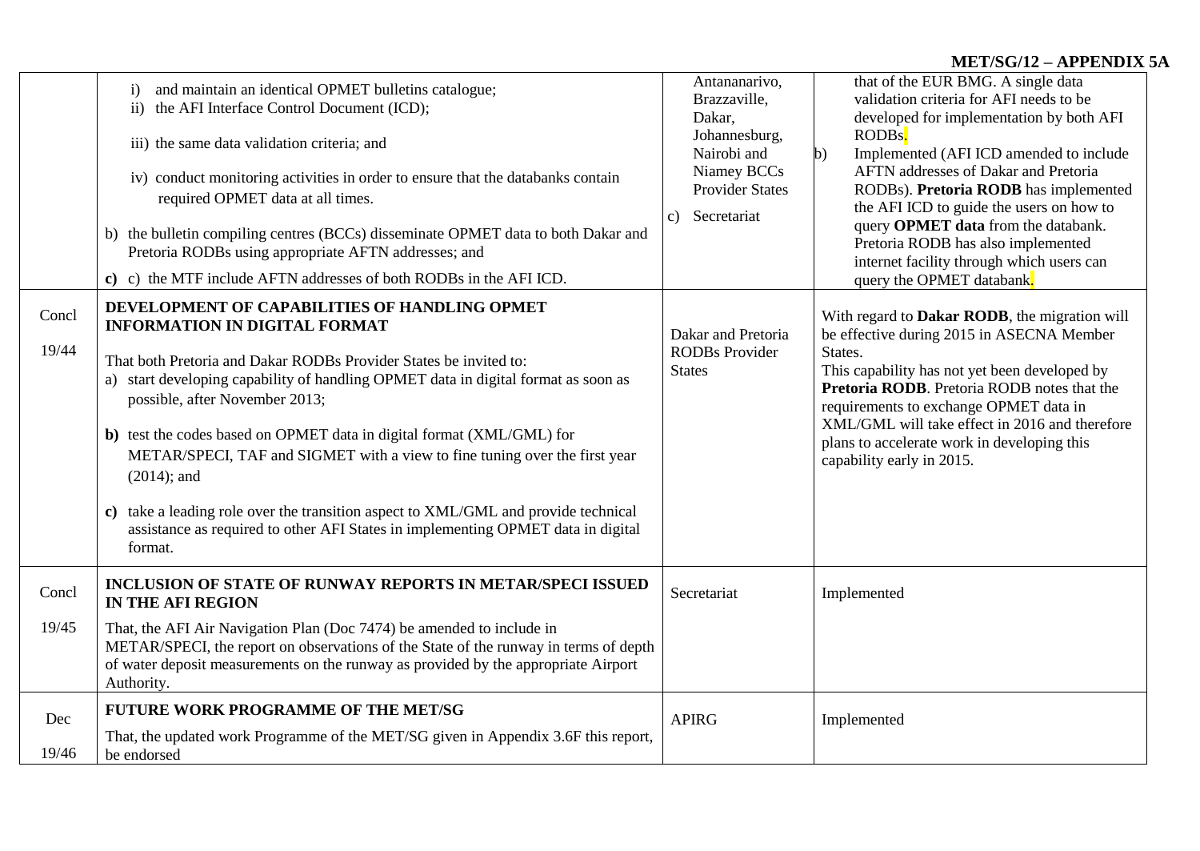| | | | |
|---|---|---|---|
| | i) and maintain an identical OPMET bulletins catalogue;<br>ii) the AFI Interface Control Document (ICD);<br>iii) the same data validation criteria; and<br>iv) conduct monitoring activities in order to ensure that the databanks contain required OPMET data at all times.<br>b) the bulletin compiling centres (BCCs) disseminate OPMET data to both Dakar and Pretoria RODBs using appropriate AFTN addresses; and<br>**c)** c) the MTF include AFTN addresses of both RODBs in the AFI ICD. | Antananarivo, Brazzaville, Dakar, Johannesburg, Nairobi and Niamey BCCs Provider States<br>c) Secretariat | that of the EUR BMG. A single data validation criteria for AFI needs to be developed for implementation by both AFI RODBs.<br>b) Implemented (AFI ICD amended to include AFTN addresses of Dakar and Pretoria RODBs). **Pretoria RODB** has implemented the AFI ICD to guide the users on how to query **OPMET data** from the databank. Pretoria RODB has also implemented internet facility through which users can query the OPMET databank. |
| Concl<br>19/44 | **DEVELOPMENT OF CAPABILITIES OF HANDLING OPMET INFORMATION IN DIGITAL FORMAT**<br>That both Pretoria and Dakar RODBs Provider States be invited to:<br>a) start developing capability of handling OPMET data in digital format as soon as possible, after November 2013;<br>**b)** test the codes based on OPMET data in digital format (XML/GML) for METAR/SPECI, TAF and SIGMET with a view to fine tuning over the first year (2014); and<br>**c)** take a leading role over the transition aspect to XML/GML and provide technical assistance as required to other AFI States in implementing OPMET data in digital format. | Dakar and Pretoria RODBs Provider States | With regard to **Dakar RODB**, the migration will be effective during 2015 in ASECNA Member States.<br>This capability has not yet been developed by **Pretoria RODB**. Pretoria RODB notes that the requirements to exchange OPMET data in XML/GML will take effect in 2016 and therefore plans to accelerate work in developing this capability early in 2015. |
| Concl<br>19/45 | **INCLUSION OF STATE OF RUNWAY REPORTS IN METAR/SPECI ISSUED IN THE AFI REGION**<br>That, the AFI Air Navigation Plan (Doc 7474) be amended to include in METAR/SPECI, the report on observations of the State of the runway in terms of depth of water deposit measurements on the runway as provided by the appropriate Airport Authority. | Secretariat | Implemented |
| Dec<br>19/46 | **FUTURE WORK PROGRAMME OF THE MET/SG**<br>That, the updated work Programme of the MET/SG given in Appendix 3.6F this report, be endorsed | APIRG | Implemented |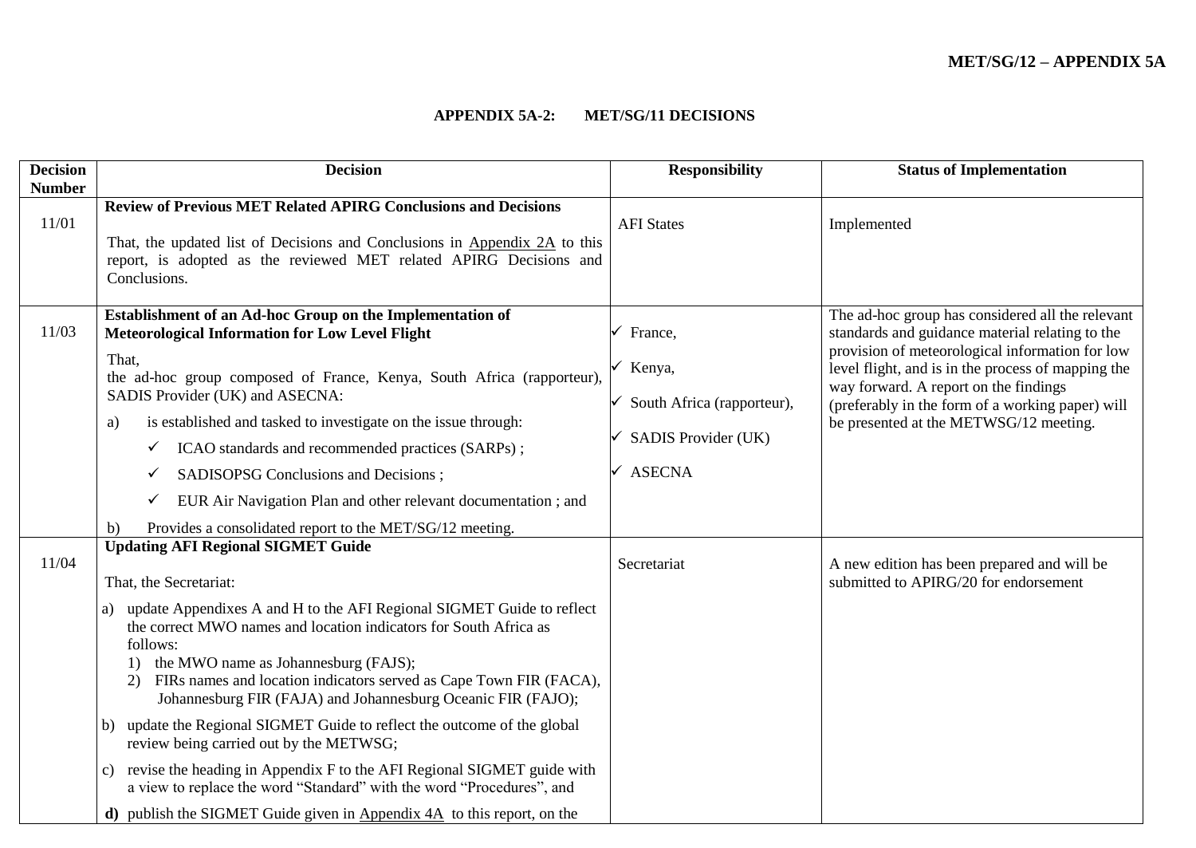**MET/SG/12 – APPENDIX 5A**

## APPENDIX 5A-2: MET/SG/11 DECISIONS

| Decision Number | Decision | Responsibility | Status of Implementation |
|---|---|---|---|
| 11/01 | **Review of Previous MET Related APIRG Conclusions and Decisions**<br><br>That, the updated list of Decisions and Conclusions in Appendix 2A to this report, is adopted as the reviewed MET related APIRG Decisions and Conclusions. | AFI States | Implemented |
| 11/03 | **Establishment of an Ad-hoc Group on the Implementation of Meteorological Information for Low Level Flight**<br><br>That,<br>the ad-hoc group composed of France, Kenya, South Africa (rapporteur), SADIS Provider (UK) and ASECNA:<br>a) is established and tasked to investigate on the issue through:<br>✓ ICAO standards and recommended practices (SARPs) ;<br>✓ SADISOPSG Conclusions and Decisions ;<br>✓ EUR Air Navigation Plan and other relevant documentation ; and<br>b) Provides a consolidated report to the MET/SG/12 meeting. | ✓ France,<br>✓ Kenya,<br>✓ South Africa (rapporteur),<br>✓ SADIS Provider (UK)<br>✓ ASECNA | The ad-hoc group has considered all the relevant standards and guidance material relating to the provision of meteorological information for low level flight, and is in the process of mapping the way forward. A report on the findings (preferably in the form of a working paper) will be presented at the METWSG/12 meeting. |
| 11/04 | **Updating AFI Regional SIGMET Guide**<br><br>That, the Secretariat:<br>a) update Appendixes A and H to the AFI Regional SIGMET Guide to reflect the correct MWO names and location indicators for South Africa as follows:<br>1) the MWO name as Johannesburg (FAJS);<br>2) FIRs names and location indicators served as Cape Town FIR (FACA), Johannesburg FIR (FAJA) and Johannesburg Oceanic FIR (FAJO);<br>b) update the Regional SIGMET Guide to reflect the outcome of the global review being carried out by the METWSG;<br>c) revise the heading in Appendix F to the AFI Regional SIGMET guide with a view to replace the word "Standard" with the word "Procedures", and<br>**d)** publish the SIGMET Guide given in Appendix 4A to this report, on the | Secretariat | A new edition has been prepared and will be submitted to APIRG/20 for endorsement |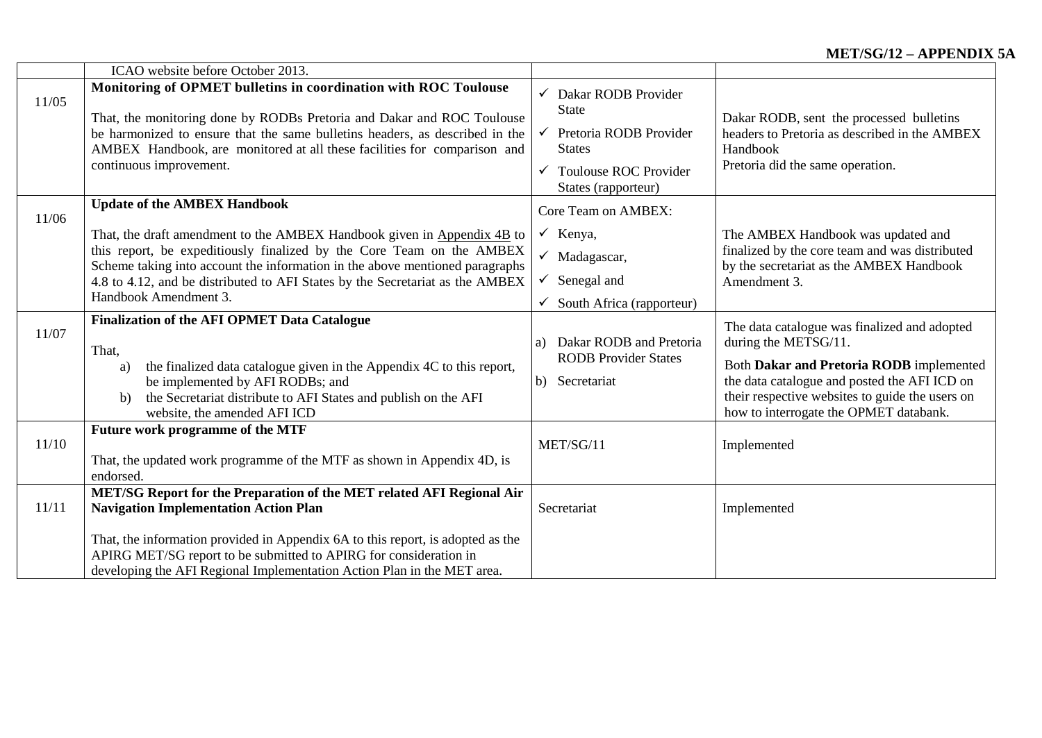| | | | |
|---|---|---|---|
| | ICAO website before October 2013. | | |
| 11/05 | **Monitoring of OPMET bulletins in coordination with ROC Toulouse**<br><br>That, the monitoring done by RODBs Pretoria and Dakar and ROC Toulouse be harmonized to ensure that the same bulletins headers, as described in the AMBEX Handbook, are monitored at all these facilities for comparison and continuous improvement. | ✓ Dakar RODB Provider State<br>✓ Pretoria RODB Provider States<br>✓ Toulouse ROC Provider States (rapporteur) | Dakar RODB, sent the processed bulletins headers to Pretoria as described in the AMBEX Handbook<br>Pretoria did the same operation. |
| 11/06 | **Update of the AMBEX Handbook**<br><br>That, the draft amendment to the AMBEX Handbook given in Appendix 4B to this report, be expeditiously finalized by the Core Team on the AMBEX Scheme taking into account the information in the above mentioned paragraphs 4.8 to 4.12, and be distributed to AFI States by the Secretariat as the AMBEX Handbook Amendment 3. | Core Team on AMBEX:<br>✓ Kenya,<br>✓ Madagascar,<br>✓ Senegal and<br>✓ South Africa (rapporteur) | The AMBEX Handbook was updated and finalized by the core team and was distributed by the secretariat as the AMBEX Handbook Amendment 3. |
| 11/07 | **Finalization of the AFI OPMET Data Catalogue**<br><br>That,<br>a) the finalized data catalogue given in the Appendix 4C to this report, be implemented by AFI RODBs; and<br>b) the Secretariat distribute to AFI States and publish on the AFI website, the amended AFI ICD | a) Dakar RODB and Pretoria RODB Provider States<br>b) Secretariat | The data catalogue was finalized and adopted during the METSG/11.<br>Both **Dakar and Pretoria RODB** implemented the data catalogue and posted the AFI ICD on their respective websites to guide the users on how to interrogate the OPMET databank. |
| 11/10 | **Future work programme of the MTF**<br><br>That, the updated work programme of the MTF as shown in Appendix 4D, is endorsed. | MET/SG/11 | Implemented |
| 11/11 | **MET/SG Report for the Preparation of the MET related AFI Regional Air Navigation Implementation Action Plan**<br><br>That, the information provided in Appendix 6A to this report, is adopted as the APIRG MET/SG report to be submitted to APIRG for consideration in developing the AFI Regional Implementation Action Plan in the MET area. | Secretariat | Implemented |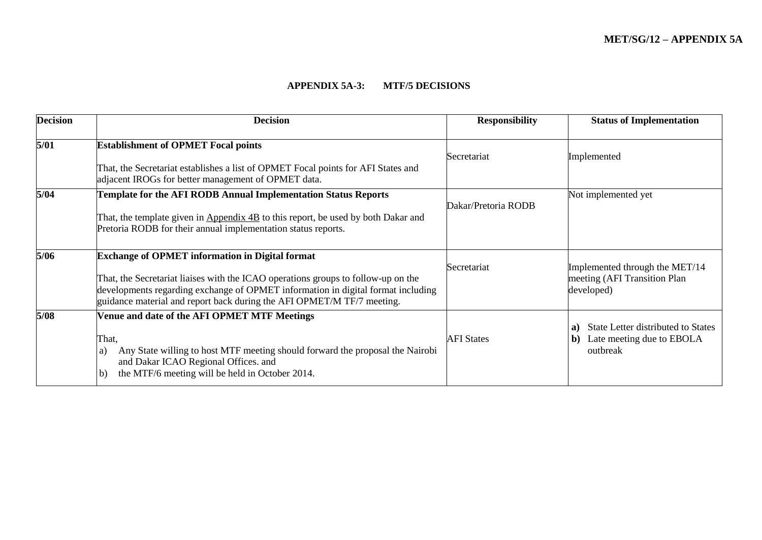**MET/SG/12 – APPENDIX 5A**

### APPENDIX 5A-3: MTF/5 DECISIONS

| Decision | Decision | Responsibility | Status of Implementation |
|---|---|---|---|
| 5/01 | **Establishment of OPMET Focal points**<br><br>That, the Secretariat establishes a list of OPMET Focal points for AFI States and adjacent IROGs for better management of OPMET data. | Secretariat | Implemented |
| 5/04 | **Template for the AFI RODB Annual Implementation Status Reports**<br><br>That, the template given in Appendix 4B to this report, be used by both Dakar and Pretoria RODB for their annual implementation status reports. | Dakar/Pretoria RODB | Not implemented yet |
| 5/06 | **Exchange of OPMET information in Digital format**<br><br>That, the Secretariat liaises with the ICAO operations groups to follow-up on the developments regarding exchange of OPMET information in digital format including guidance material and report back during the AFI OPMET/M TF/7 meeting. | Secretariat | Implemented through the MET/14 meeting (AFI Transition Plan developed) |
| 5/08 | **Venue and date of the AFI OPMET MTF Meetings**<br><br>That,<br>a) Any State willing to host MTF meeting should forward the proposal the Nairobi and Dakar ICAO Regional Offices. and<br>b) the MTF/6 meeting will be held in October 2014. | AFI States | **a)** State Letter distributed to States<br>**b)** Late meeting due to EBOLA outbreak |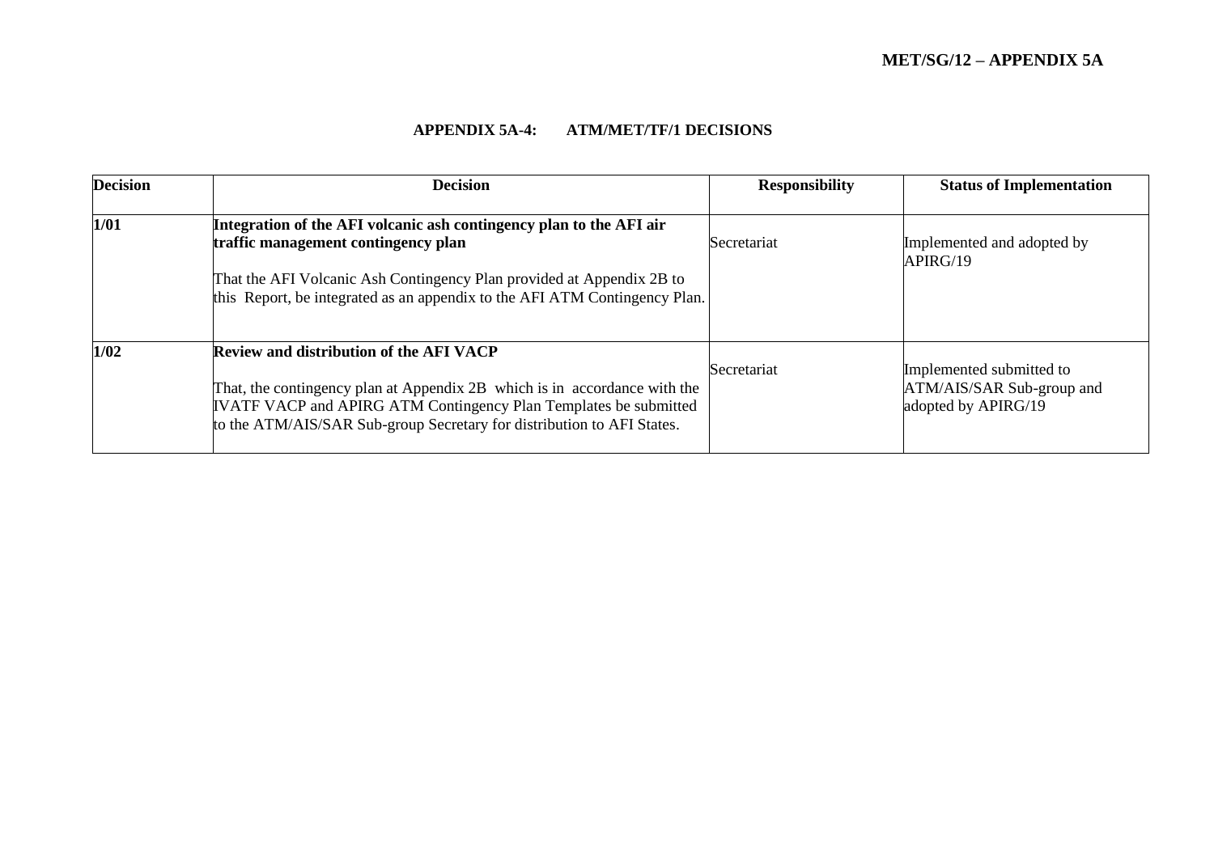## APPENDIX 5A-4: ATM/MET/TF/1 DECISIONS

| Decision | Decision | Responsibility | Status of Implementation |
|---|---|---|---|
| 1/01 | **Integration of the AFI volcanic ash contingency plan to the AFI air traffic management contingency plan**<br><br>That the AFI Volcanic Ash Contingency Plan provided at Appendix 2B to this Report, be integrated as an appendix to the AFI ATM Contingency Plan. | Secretariat | Implemented and adopted by APIRG/19 |
| 1/02 | **Review and distribution of the AFI VACP**<br><br>That, the contingency plan at Appendix 2B which is in accordance with the IVATF VACP and APIRG ATM Contingency Plan Templates be submitted to the ATM/AIS/SAR Sub-group Secretary for distribution to AFI States. | Secretariat | Implemented submitted to ATM/AIS/SAR Sub-group and adopted by APIRG/19 |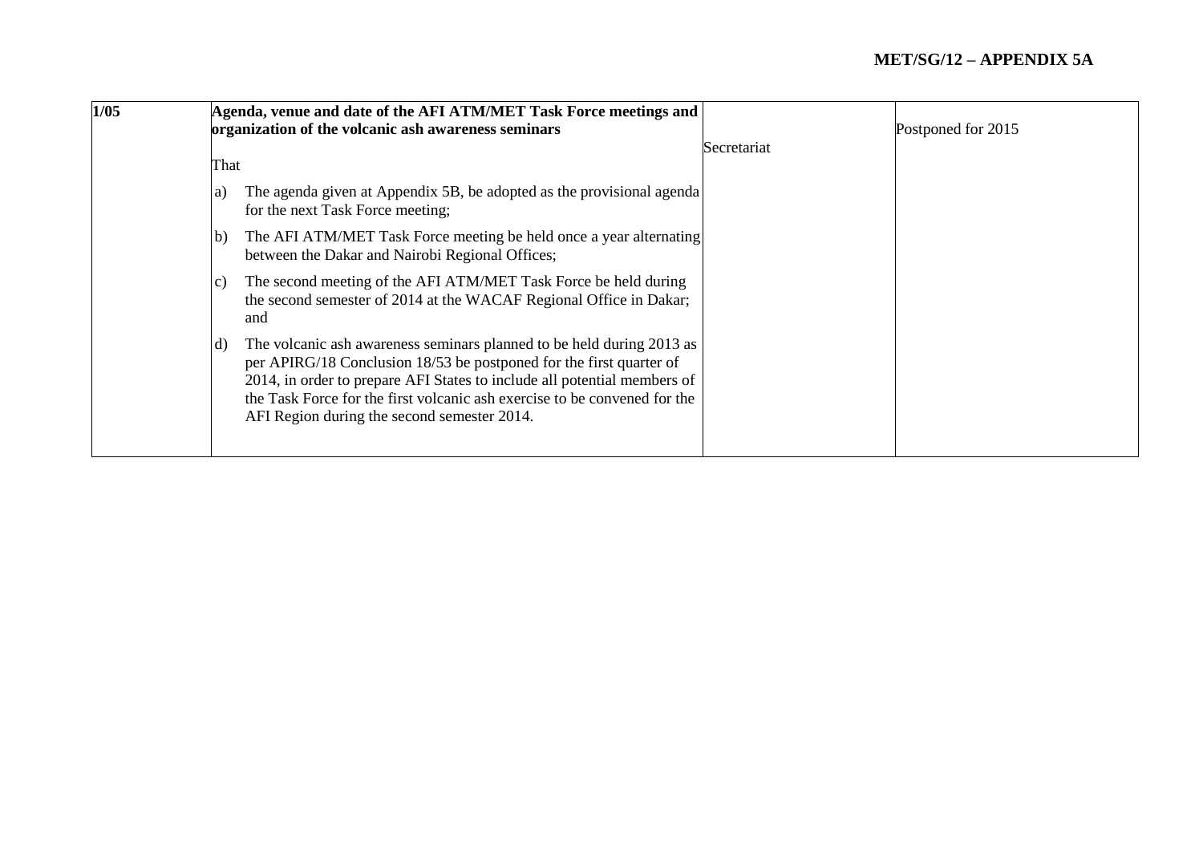| | | | |
|---|---|---|---|
| **1/05** | **Agenda, venue and date of the AFI ATM/MET Task Force meetings and organization of the volcanic ash awareness seminars**<br><br>That<br><br>a) The agenda given at Appendix 5B, be adopted as the provisional agenda for the next Task Force meeting;<br><br>b) The AFI ATM/MET Task Force meeting be held once a year alternating between the Dakar and Nairobi Regional Offices;<br><br>c) The second meeting of the AFI ATM/MET Task Force be held during the second semester of 2014 at the WACAF Regional Office in Dakar; and<br><br>d) The volcanic ash awareness seminars planned to be held during 2013 as per APIRG/18 Conclusion 18/53 be postponed for the first quarter of 2014, in order to prepare AFI States to include all potential members of the Task Force for the first volcanic ash exercise to be convened for the AFI Region during the second semester 2014. | Secretariat | Postponed for 2015 |